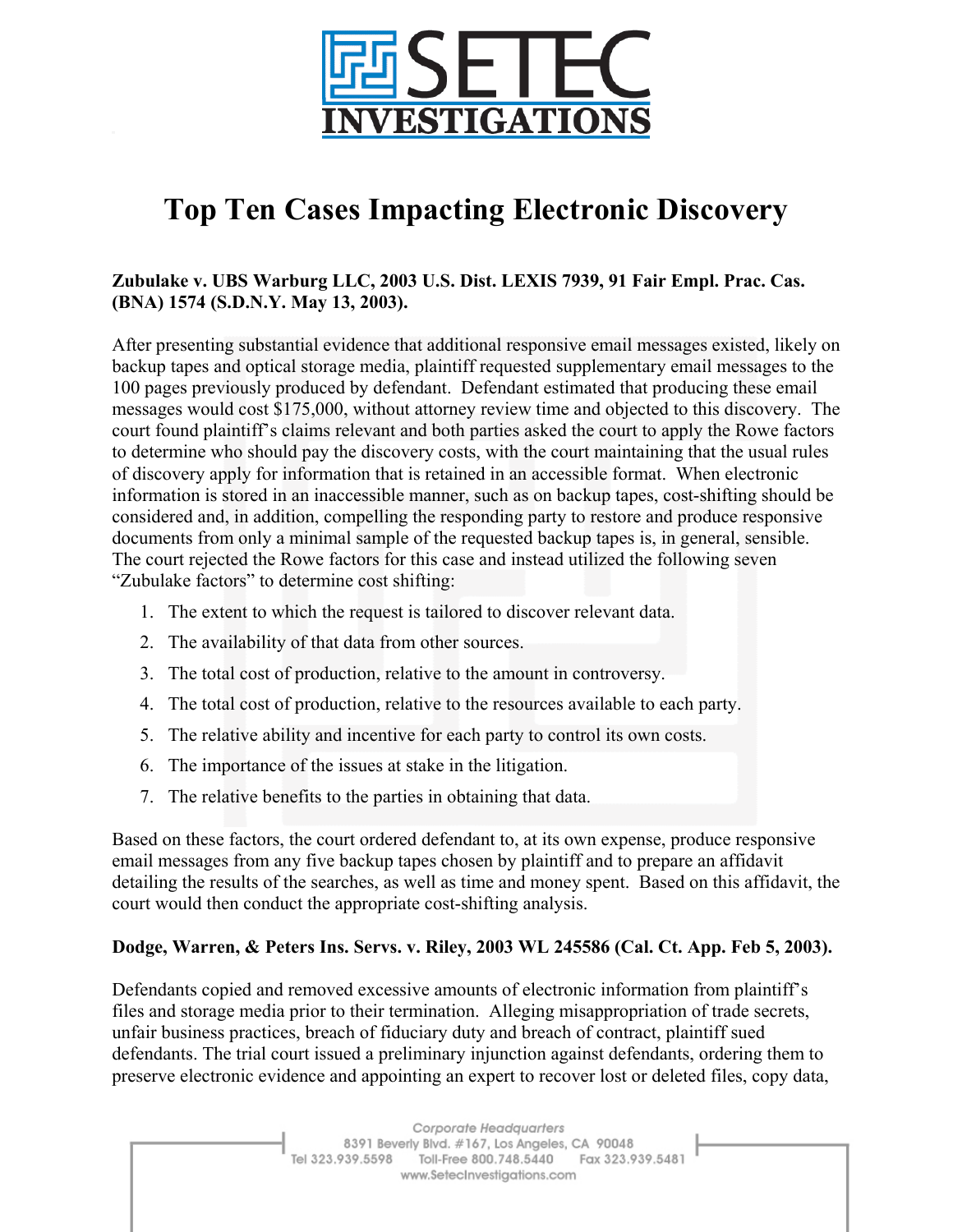# Top Ten Cases Impacting Electronic Discovery

**Zubulake v. UBS Warburg LLC, 2003 U.S. Dist. LEXIS 7939, 91 Fair Empl. Prac. Cas. (BNA) 1574 (S.D.N.Y. May 13, 2003).**

After presenting substantial evidence that additional responsive email messages existed, likely on backup tapes and optical storage media, plaintiff requested supplementary email messages to the 100 pages previously produced by defendant. Defendant estimated that producing these email messages would cost $175,000, without attorney review time and objected to this discovery. The court found plaintiff's claims relevant and both parties asked the court to apply the Rowe factors to determine who should pay the discovery costs, with the court maintaining that the usual rules of discovery apply for information that is retained in an accessible format. When electronic information is stored in an inaccessible manner, such as on backup tapes, cost-shifting should be considered and, in addition, compelling the responding party to restore and produce responsive documents from only a minimal sample of the requested backup tapes is, in general, sensible. The court rejected the Rowe factors for this case and instead utilized the following seven "Zubulake factors" to determine cost shifting:

1. The extent to which the request is tailored to discover relevant data.
2. The availability of that data from other sources.
3. The total cost of production, relative to the amount in controversy.
4. The total cost of production, relative to the resources available to each party.
5. The relative ability and incentive for each party to control its own costs.
6. The importance of the issues at stake in the litigation.
7. The relative benefits to the parties in obtaining that data.

Based on these factors, the court ordered defendant to, at its own expense, produce responsive email messages from any five backup tapes chosen by plaintiff and to prepare an affidavit detailing the results of the searches, as well as time and money spent. Based on this affidavit, the court would then conduct the appropriate cost-shifting analysis.

**Dodge, Warren, & Peters Ins. Servs. v. Riley, 2003 WL 245586 (Cal. Ct. App. Feb 5, 2003).**

Defendants copied and removed excessive amounts of electronic information from plaintiff's files and storage media prior to their termination. Alleging misappropriation of trade secrets, unfair business practices, breach of fiduciary duty and breach of contract, plaintiff sued defendants. The trial court issued a preliminary injunction against defendants, ordering them to preserve electronic evidence and appointing an expert to recover lost or deleted files, copy data,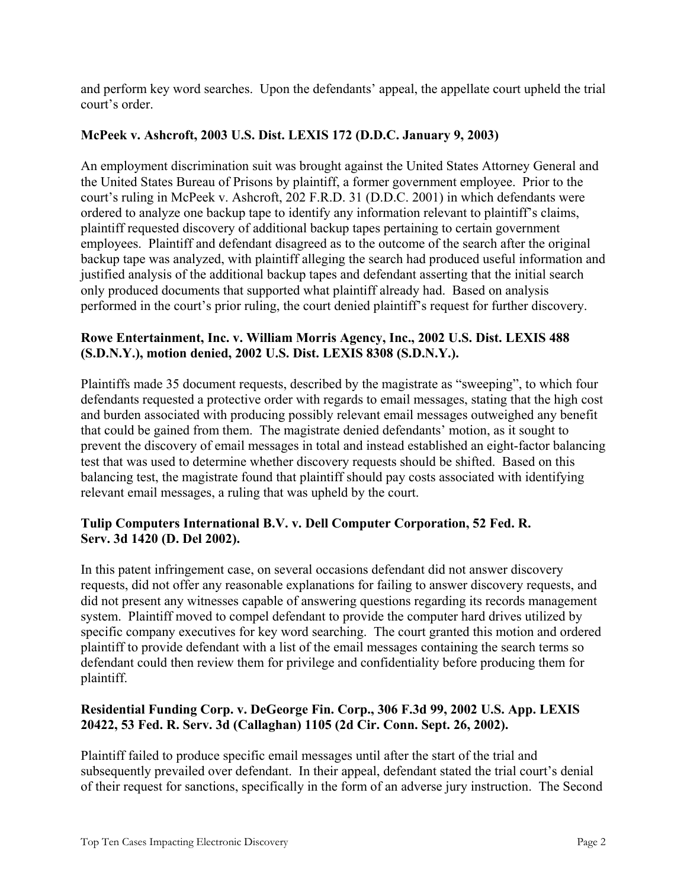and perform key word searches. Upon the defendants' appeal, the appellate court upheld the trial court's order.

**McPeek v. Ashcroft, 2003 U.S. Dist. LEXIS 172 (D.D.C. January 9, 2003)**

An employment discrimination suit was brought against the United States Attorney General and the United States Bureau of Prisons by plaintiff, a former government employee. Prior to the court's ruling in McPeek v. Ashcroft, 202 F.R.D. 31 (D.D.C. 2001) in which defendants were ordered to analyze one backup tape to identify any information relevant to plaintiff's claims, plaintiff requested discovery of additional backup tapes pertaining to certain government employees. Plaintiff and defendant disagreed as to the outcome of the search after the original backup tape was analyzed, with plaintiff alleging the search had produced useful information and justified analysis of the additional backup tapes and defendant asserting that the initial search only produced documents that supported what plaintiff already had. Based on analysis performed in the court's prior ruling, the court denied plaintiff's request for further discovery.

**Rowe Entertainment, Inc. v. William Morris Agency, Inc., 2002 U.S. Dist. LEXIS 488 (S.D.N.Y.), motion denied, 2002 U.S. Dist. LEXIS 8308 (S.D.N.Y.).**

Plaintiffs made 35 document requests, described by the magistrate as "sweeping", to which four defendants requested a protective order with regards to email messages, stating that the high cost and burden associated with producing possibly relevant email messages outweighed any benefit that could be gained from them. The magistrate denied defendants' motion, as it sought to prevent the discovery of email messages in total and instead established an eight-factor balancing test that was used to determine whether discovery requests should be shifted. Based on this balancing test, the magistrate found that plaintiff should pay costs associated with identifying relevant email messages, a ruling that was upheld by the court.

**Tulip Computers International B.V. v. Dell Computer Corporation, 52 Fed. R. Serv. 3d 1420 (D. Del 2002).**

In this patent infringement case, on several occasions defendant did not answer discovery requests, did not offer any reasonable explanations for failing to answer discovery requests, and did not present any witnesses capable of answering questions regarding its records management system. Plaintiff moved to compel defendant to provide the computer hard drives utilized by specific company executives for key word searching. The court granted this motion and ordered plaintiff to provide defendant with a list of the email messages containing the search terms so defendant could then review them for privilege and confidentiality before producing them for plaintiff.

**Residential Funding Corp. v. DeGeorge Fin. Corp., 306 F.3d 99, 2002 U.S. App. LEXIS 20422, 53 Fed. R. Serv. 3d (Callaghan) 1105 (2d Cir. Conn. Sept. 26, 2002).**

Plaintiff failed to produce specific email messages until after the start of the trial and subsequently prevailed over defendant. In their appeal, defendant stated the trial court's denial of their request for sanctions, specifically in the form of an adverse jury instruction. The Second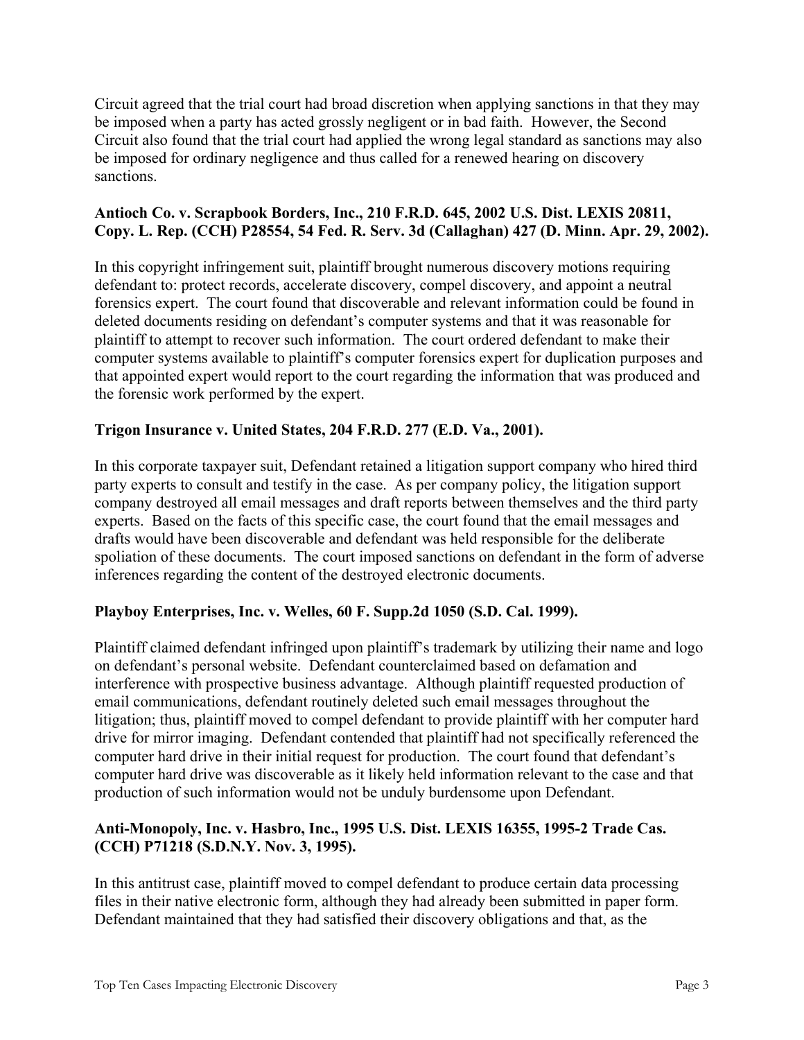Circuit agreed that the trial court had broad discretion when applying sanctions in that they may be imposed when a party has acted grossly negligent or in bad faith. However, the Second Circuit also found that the trial court had applied the wrong legal standard as sanctions may also be imposed for ordinary negligence and thus called for a renewed hearing on discovery sanctions.

**Antioch Co. v. Scrapbook Borders, Inc., 210 F.R.D. 645, 2002 U.S. Dist. LEXIS 20811, Copy. L. Rep. (CCH) P28554, 54 Fed. R. Serv. 3d (Callaghan) 427 (D. Minn. Apr. 29, 2002).**

In this copyright infringement suit, plaintiff brought numerous discovery motions requiring defendant to: protect records, accelerate discovery, compel discovery, and appoint a neutral forensics expert. The court found that discoverable and relevant information could be found in deleted documents residing on defendant's computer systems and that it was reasonable for plaintiff to attempt to recover such information. The court ordered defendant to make their computer systems available to plaintiff's computer forensics expert for duplication purposes and that appointed expert would report to the court regarding the information that was produced and the forensic work performed by the expert.

**Trigon Insurance v. United States, 204 F.R.D. 277 (E.D. Va., 2001).**

In this corporate taxpayer suit, Defendant retained a litigation support company who hired third party experts to consult and testify in the case. As per company policy, the litigation support company destroyed all email messages and draft reports between themselves and the third party experts. Based on the facts of this specific case, the court found that the email messages and drafts would have been discoverable and defendant was held responsible for the deliberate spoliation of these documents. The court imposed sanctions on defendant in the form of adverse inferences regarding the content of the destroyed electronic documents.

**Playboy Enterprises, Inc. v. Welles, 60 F. Supp.2d 1050 (S.D. Cal. 1999).**

Plaintiff claimed defendant infringed upon plaintiff's trademark by utilizing their name and logo on defendant's personal website. Defendant counterclaimed based on defamation and interference with prospective business advantage. Although plaintiff requested production of email communications, defendant routinely deleted such email messages throughout the litigation; thus, plaintiff moved to compel defendant to provide plaintiff with her computer hard drive for mirror imaging. Defendant contended that plaintiff had not specifically referenced the computer hard drive in their initial request for production. The court found that defendant's computer hard drive was discoverable as it likely held information relevant to the case and that production of such information would not be unduly burdensome upon Defendant.

**Anti-Monopoly, Inc. v. Hasbro, Inc., 1995 U.S. Dist. LEXIS 16355, 1995-2 Trade Cas. (CCH) P71218 (S.D.N.Y. Nov. 3, 1995).**

In this antitrust case, plaintiff moved to compel defendant to produce certain data processing files in their native electronic form, although they had already been submitted in paper form. Defendant maintained that they had satisfied their discovery obligations and that, as the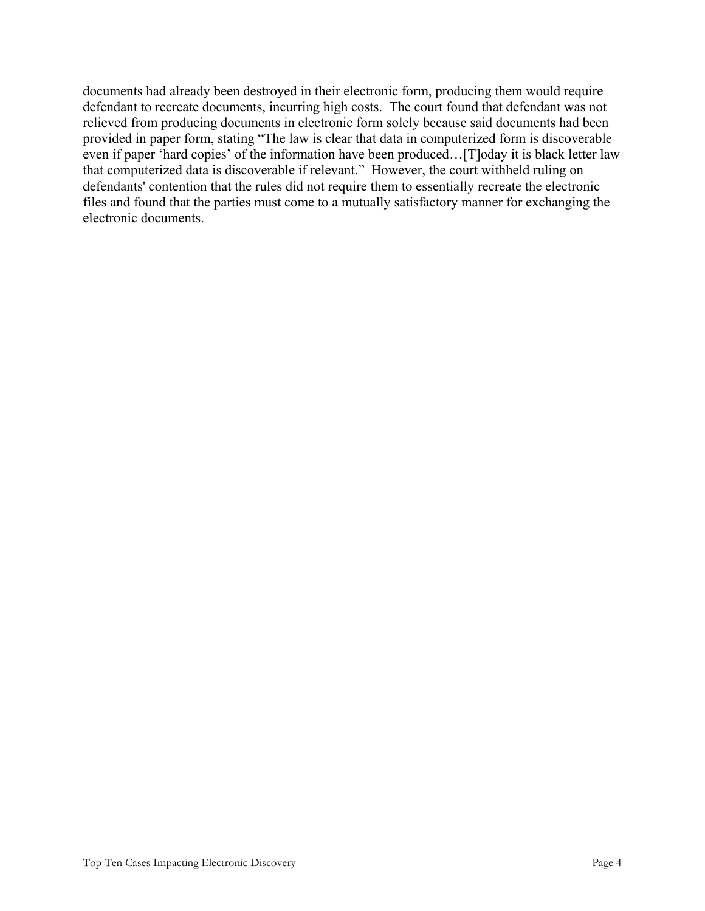documents had already been destroyed in their electronic form, producing them would require defendant to recreate documents, incurring high costs. The court found that defendant was not relieved from producing documents in electronic form solely because said documents had been provided in paper form, stating "The law is clear that data in computerized form is discoverable even if paper 'hard copies' of the information have been produced…[T]oday it is black letter law that computerized data is discoverable if relevant." However, the court withheld ruling on defendants' contention that the rules did not require them to essentially recreate the electronic files and found that the parties must come to a mutually satisfactory manner for exchanging the electronic documents.